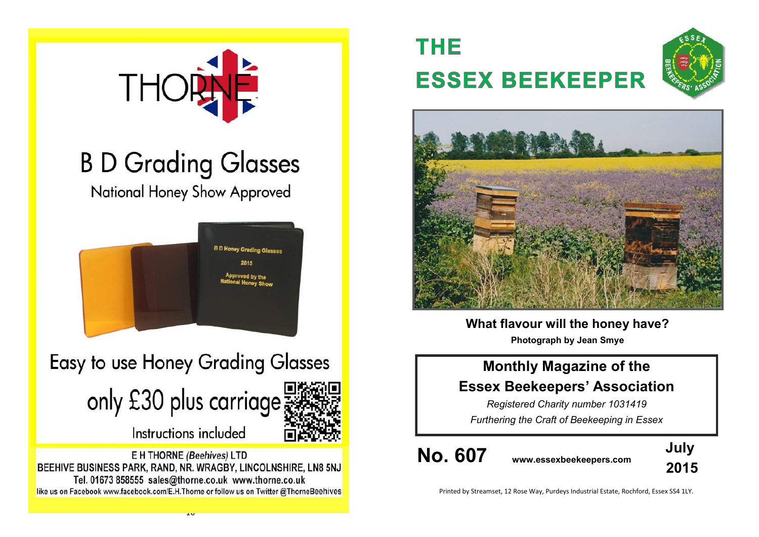THORNE

# B D Grading Glasses

National Honey Show Approved

B D Honey Grading Glasses
2015
Approved by the National Honey Show

Easy to use Honey Grading Glasses

only £30 plus carriage

Instructions included

E H THORNE *(Beehives)* LTD
BEEHIVE BUSINESS PARK, RAND, NR. WRAGBY, LINCOLNSHIRE, LN8 5NJ
Tel. 01673 858555 sales@thorne.co.uk www.thorne.co.uk
like us on Facebook www.facebook.com/E.H.Thorne or follow us on Twitter @ThorneBeehives

# THE ESSEX BEEKEEPER

**What flavour will the honey have?**

**Photograph by Jean Smye**

## Monthly Magazine of the Essex Beekeepers' Association

*Registered Charity number 1031419*

*Furthering the Craft of Beekeeping in Essex*

**No. 607** **www.essexbeekeepers.com** **July 2015**

Printed by Streamset, 12 Rose Way, Purdeys Industrial Estate, Rochford, Essex SS4 1LY.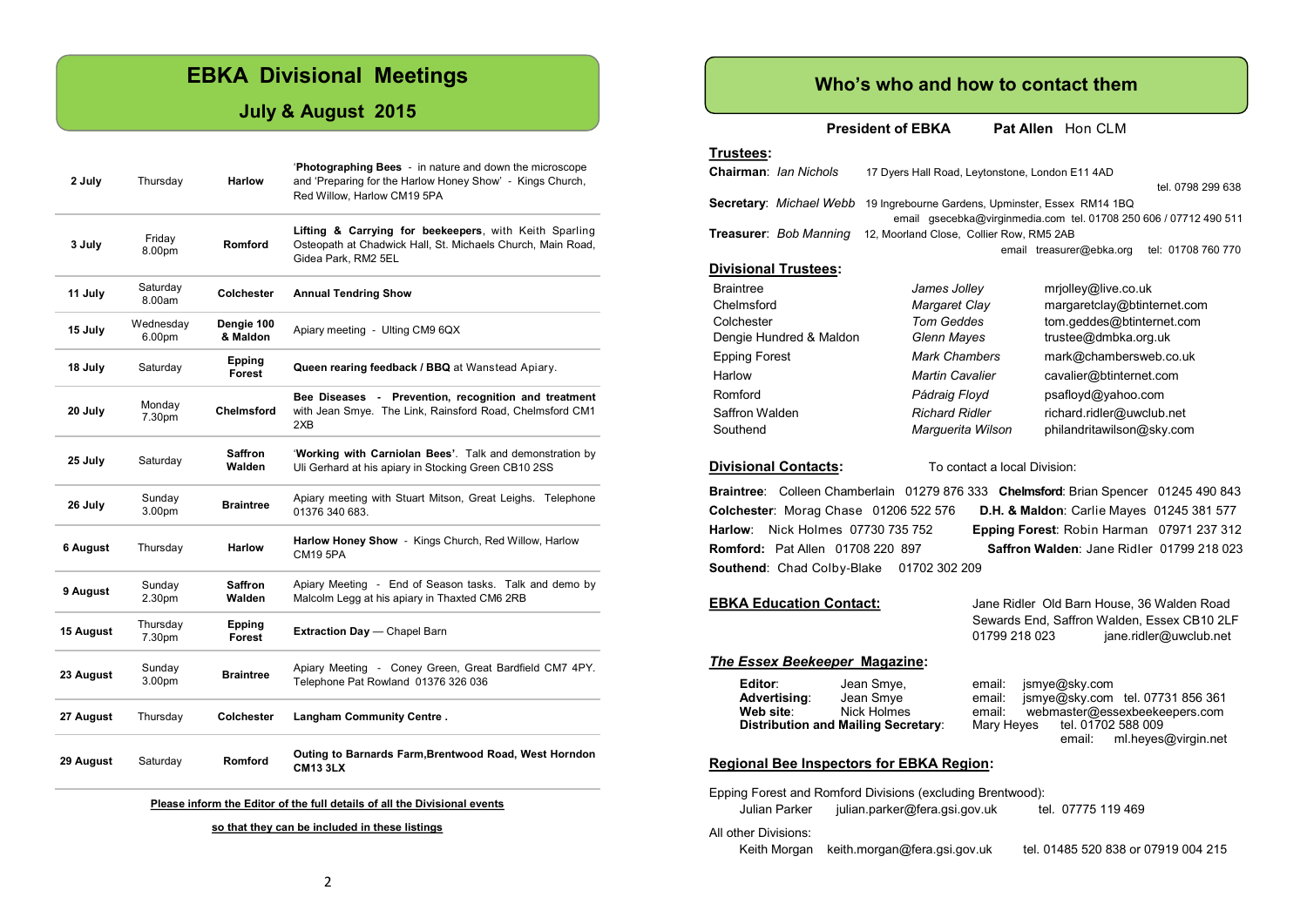# EBKA Divisional Meetings

## July & August 2015

| | | | |
|---|---|---|---|
| **2 July** | Thursday | **Harlow** | '**Photographing Bees** - in nature and down the microscope and 'Preparing for the Harlow Honey Show' - Kings Church, Red Willow, Harlow CM19 5PA |
| **3 July** | Friday 8.00pm | **Romford** | **Lifting & Carrying for beekeepers**, with Keith Sparling Osteopath at Chadwick Hall, St. Michaels Church, Main Road, Gidea Park, RM2 5EL |
| **11 July** | Saturday 8.00am | **Colchester** | **Annual Tendring Show** |
| **15 July** | Wednesday 6.00pm | **Dengie 100 & Maldon** | Apiary meeting - Ulting CM9 6QX |
| **18 July** | Saturday | **Epping Forest** | **Queen rearing feedback / BBQ** at Wanstead Apiary. |
| **20 July** | Monday 7.30pm | **Chelmsford** | **Bee Diseases - Prevention, recognition and treatment** with Jean Smye. The Link, Rainsford Road, Chelmsford CM1 2XB |
| **25 July** | Saturday | **Saffron Walden** | '**Working with Carniolan Bees**'. Talk and demonstration by Uli Gerhard at his apiary in Stocking Green CB10 2SS |
| **26 July** | Sunday 3.00pm | **Braintree** | Apiary meeting with Stuart Mitson, Great Leighs. Telephone 01376 340 683. |
| **6 August** | Thursday | **Harlow** | **Harlow Honey Show** - Kings Church, Red Willow, Harlow CM19 5PA |
| **9 August** | Sunday 2.30pm | **Saffron Walden** | Apiary Meeting - End of Season tasks. Talk and demo by Malcolm Legg at his apiary in Thaxted CM6 2RB |
| **15 August** | Thursday 7.30pm | **Epping Forest** | **Extraction Day** — Chapel Barn |
| **23 August** | Sunday 3.00pm | **Braintree** | Apiary Meeting - Coney Green, Great Bardfield CM7 4PY. Telephone Pat Rowland 01376 326 036 |
| **27 August** | Thursday | **Colchester** | **Langham Community Centre .** |
| **29 August** | Saturday | **Romford** | **Outing to Barnards Farm,Brentwood Road, West Horndon CM13 3LX** |

**Please inform the Editor of the full details of all the Divisional events so that they can be included in these listings**

# Who's who and how to contact them

**President of EBKA** **Pat Allen** Hon CLM

**Trustees:**

**Chairman**: *Ian Nichols* 17 Dyers Hall Road, Leytonstone, London E11 4AD tel. 0798 299 638

**Secretary**: *Michael Webb* 19 Ingrebourne Gardens, Upminster, Essex RM14 1BQ email gsecebka@virginmedia.com tel. 01708 250 606 / 07712 490 511

**Treasurer**: *Bob Manning* 12, Moorland Close, Collier Row, RM5 2AB email treasurer@ebka.org tel: 01708 760 770

**Divisional Trustees:**

| | | |
|---|---|---|
| Braintree | *James Jolley* | mrjolley@live.co.uk |
| Chelmsford | *Margaret Clay* | margaretclay@btinternet.com |
| Colchester | *Tom Geddes* | tom.geddes@btinternet.com |
| Dengie Hundred & Maldon | *Glenn Mayes* | trustee@dmbka.org.uk |
| Epping Forest | *Mark Chambers* | mark@chambersweb.co.uk |
| Harlow | *Martin Cavalier* | cavalier@btinternet.com |
| Romford | *Pádraig Floyd* | psafloyd@yahoo.com |
| Saffron Walden | *Richard Ridler* | richard.ridler@uwclub.net |
| Southend | *Marguerita Wilson* | philandritawilson@sky.com |

**Divisional Contacts:** To contact a local Division:

**Braintree**: Colleen Chamberlain 01279 876 333 **Chelmsford**: Brian Spencer 01245 490 843
**Colchester**: Morag Chase 01206 522 576 **D.H. & Maldon**: Carlie Mayes 01245 381 577
**Harlow**: Nick Holmes 07730 735 752 **Epping Forest**: Robin Harman 07971 237 312
**Romford:** Pat Allen 01708 220 897 **Saffron Walden**: Jane Ridler 01799 218 023
**Southend**: Chad Colby-Blake 01702 302 209

**EBKA Education Contact:** Jane Ridler Old Barn House, 36 Walden Road Sewards End, Saffron Walden, Essex CB10 2LF 01799 218 023 jane.ridler@uwclub.net

***The Essex Beekeeper* Magazine:**

**Editor**: Jean Smye, email: jsmye@sky.com
**Advertising**: Jean Smye email: jsmye@sky.com tel. 07731 856 361
**Web site**: Nick Holmes email: webmaster@essexbeekeepers.com
**Distribution and Mailing Secretary**: Mary Heyes tel. 01702 588 009 email: ml.heyes@virgin.net

**Regional Bee Inspectors for EBKA Region:**

Epping Forest and Romford Divisions (excluding Brentwood):
Julian Parker julian.parker@fera.gsi.gov.uk tel. 07775 119 469

All other Divisions:
Keith Morgan keith.morgan@fera.gsi.gov.uk tel. 01485 520 838 or 07919 004 215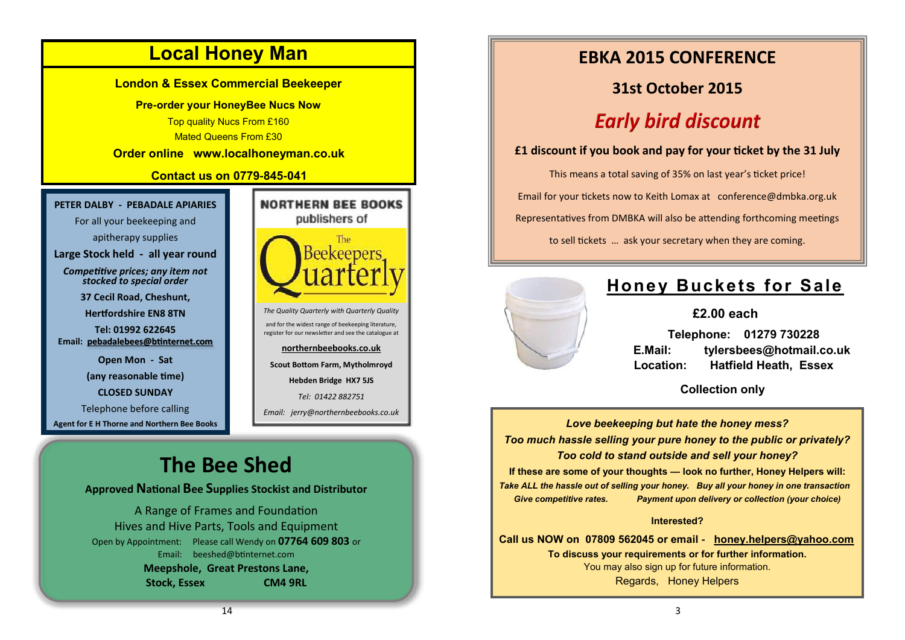## Local Honey Man

**London & Essex Commercial Beekeeper**

**Pre-order your HoneyBee Nucs Now**

Top quality Nucs From £160

Mated Queens From £30

**Order online www.localhoneyman.co.uk**

**Contact us on 0779-845-041**

**PETER DALBY - PEBADALE APIARIES**

For all your beekeeping and apitherapy supplies

**Large Stock held - all year round**

***Competitive prices; any item not stocked to special order***

**37 Cecil Road, Cheshunt,**

**Hertfordshire EN8 8TN**

**Tel: 01992 622645**

**Email: pebadalebees@btinternet.com**

**Open Mon - Sat**

**(any reasonable time)**

**CLOSED SUNDAY**

Telephone before calling

**Agent for E H Thorne and Northern Bee Books**

**NORTHERN BEE BOOKS**

publishers of

The Beekeepers Quarterly

*The Quality Quarterly with Quarterly Quality*

and for the widest range of beekeeping literature, register for our newsletter and see the catalogue at

**northernbeebooks.co.uk**

**Scout Bottom Farm, Mytholmroyd**

**Hebden Bridge HX7 5JS**

*Tel: 01422 882751*

*Email: jerry@northernbeebooks.co.uk*

## The Bee Shed

**Approved National Bee Supplies Stockist and Distributor**

A Range of Frames and Foundation

Hives and Hive Parts, Tools and Equipment

Open by Appointment: Please call Wendy on **07764 609 803** or

Email: beeshed@btinternet.com

**Meepshole, Great Prestons Lane,**

**Stock, Essex CM4 9RL**

## EBKA 2015 CONFERENCE

**31st October 2015**

***Early bird discount***

**£1 discount if you book and pay for your ticket by the 31 July**

This means a total saving of 35% on last year's ticket price!

Email for your tickets now to Keith Lomax at conference@dmbka.org.uk

Representatives from DMBKA will also be attending forthcoming meetings to sell tickets … ask your secretary when they are coming.

## Honey Buckets for Sale

**£2.00 each**

**Telephone: 01279 730228**

**E.Mail: tylersbees@hotmail.co.uk**

**Location: Hatfield Heath, Essex**

**Collection only**

***Love beekeeping but hate the honey mess?***

***Too much hassle selling your pure honey to the public or privately?***

***Too cold to stand outside and sell your honey?***

**If these are some of your thoughts — look no further, Honey Helpers will:**

***Take ALL the hassle out of selling your honey. Buy all your honey in one transaction***

***Give competitive rates. Payment upon delivery or collection (your choice)***

**Interested?**

**Call us NOW on 07809 562045 or email - honey.helpers@yahoo.com**

**To discuss your requirements or for further information.**

You may also sign up for future information.

Regards, Honey Helpers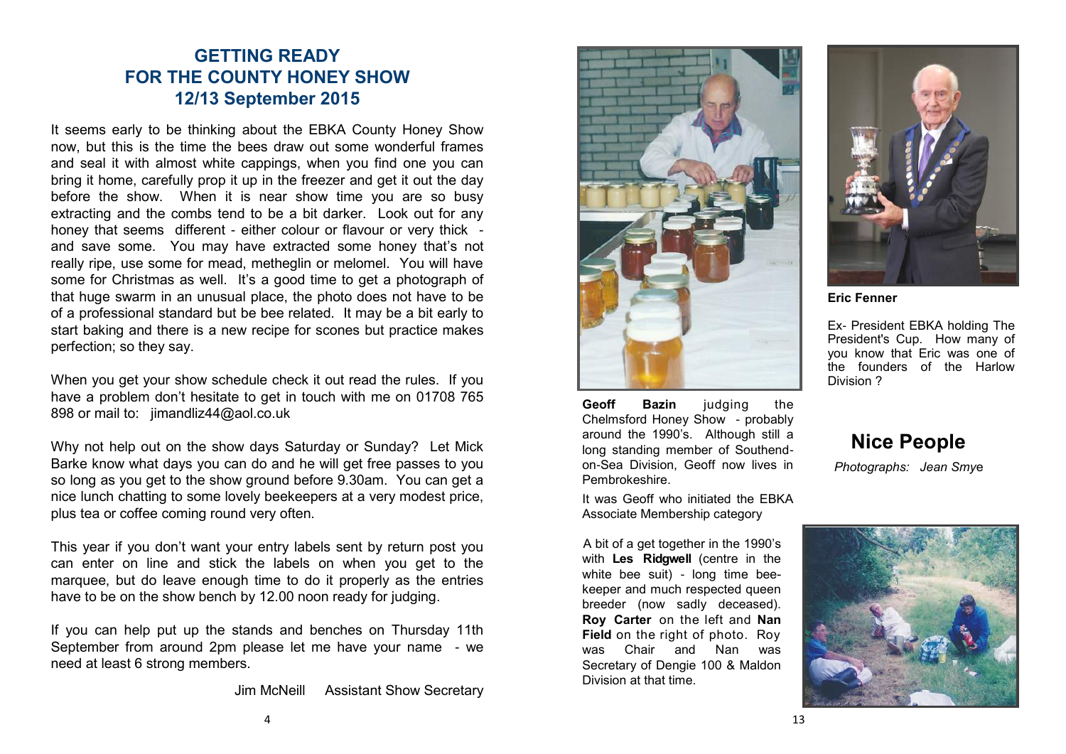## GETTING READY FOR THE COUNTY HONEY SHOW 12/13 September 2015

It seems early to be thinking about the EBKA County Honey Show now, but this is the time the bees draw out some wonderful frames and seal it with almost white cappings, when you find one you can bring it home, carefully prop it up in the freezer and get it out the day before the show. When it is near show time you are so busy extracting and the combs tend to be a bit darker. Look out for any honey that seems different - either colour or flavour or very thick - and save some. You may have extracted some honey that's not really ripe, use some for mead, metheglin or melomel. You will have some for Christmas as well. It's a good time to get a photograph of that huge swarm in an unusual place, the photo does not have to be of a professional standard but be bee related. It may be a bit early to start baking and there is a new recipe for scones but practice makes perfection; so they say.

When you get your show schedule check it out read the rules. If you have a problem don't hesitate to get in touch with me on 01708 765 898 or mail to: jimandliz44@aol.co.uk

Why not help out on the show days Saturday or Sunday? Let Mick Barke know what days you can do and he will get free passes to you so long as you get to the show ground before 9.30am. You can get a nice lunch chatting to some lovely beekeepers at a very modest price, plus tea or coffee coming round very often.

This year if you don't want your entry labels sent by return post you can enter on line and stick the labels on when you get to the marquee, but do leave enough time to do it properly as the entries have to be on the show bench by 12.00 noon ready for judging.

If you can help put up the stands and benches on Thursday 11th September from around 2pm please let me have your name - we need at least 6 strong members.

Jim McNeill Assistant Show Secretary

## Nice People

*Photographs: Jean Smye*

**Geoff Bazin** judging the Chelmsford Honey Show - probably around the 1990's. Although still a long standing member of Southend-on-Sea Division, Geoff now lives in Pembrokeshire.

It was Geoff who initiated the EBKA Associate Membership category

**Eric Fenner**

Ex- President EBKA holding The President's Cup. How many of you know that Eric was one of the founders of the Harlow Division ?

A bit of a get together in the 1990's with **Les Ridgwell** (centre in the white bee suit) - long time bee-keeper and much respected queen breeder (now sadly deceased). **Roy Carter** on the left and **Nan Field** on the right of photo. Roy was Chair and Nan was Secretary of Dengie 100 & Maldon Division at that time.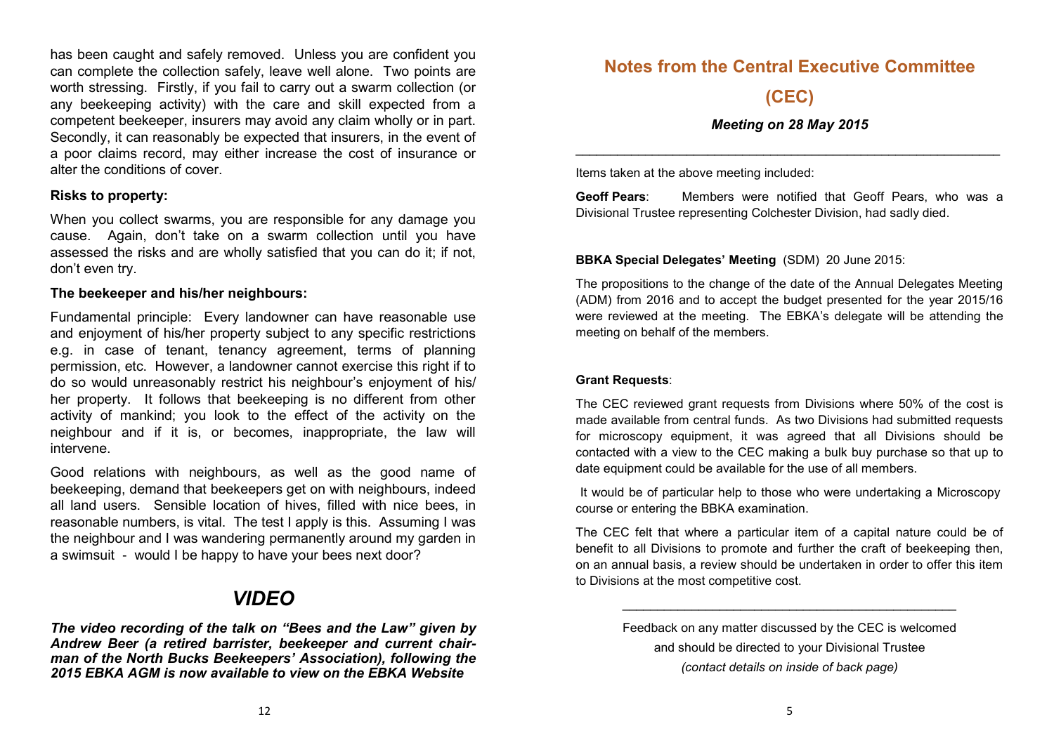has been caught and safely removed. Unless you are confident you can complete the collection safely, leave well alone. Two points are worth stressing. Firstly, if you fail to carry out a swarm collection (or any beekeeping activity) with the care and skill expected from a competent beekeeper, insurers may avoid any claim wholly or in part. Secondly, it can reasonably be expected that insurers, in the event of a poor claims record, may either increase the cost of insurance or alter the conditions of cover.

**Risks to property:**

When you collect swarms, you are responsible for any damage you cause. Again, don't take on a swarm collection until you have assessed the risks and are wholly satisfied that you can do it; if not, don't even try.

**The beekeeper and his/her neighbours:**

Fundamental principle: Every landowner can have reasonable use and enjoyment of his/her property subject to any specific restrictions e.g. in case of tenant, tenancy agreement, terms of planning permission, etc. However, a landowner cannot exercise this right if to do so would unreasonably restrict his neighbour's enjoyment of his/her property. It follows that beekeeping is no different from other activity of mankind; you look to the effect of the activity on the neighbour and if it is, or becomes, inappropriate, the law will intervene.

Good relations with neighbours, as well as the good name of beekeeping, demand that beekeepers get on with neighbours, indeed all land users. Sensible location of hives, filled with nice bees, in reasonable numbers, is vital. The test I apply is this. Assuming I was the neighbour and I was wandering permanently around my garden in a swimsuit - would I be happy to have your bees next door?

## *VIDEO*

***The video recording of the talk on "Bees and the Law" given by Andrew Beer (a retired barrister, beekeeper and current chairman of the North Bucks Beekeepers' Association), following the 2015 EBKA AGM is now available to view on the EBKA Website***

## Notes from the Central Executive Committee (CEC)

***Meeting on 28 May 2015***

---

Items taken at the above meeting included:

**Geoff Pears**: Members were notified that Geoff Pears, who was a Divisional Trustee representing Colchester Division, had sadly died.

**BBKA Special Delegates' Meeting** (SDM) 20 June 2015:

The propositions to the change of the date of the Annual Delegates Meeting (ADM) from 2016 and to accept the budget presented for the year 2015/16 were reviewed at the meeting. The EBKA's delegate will be attending the meeting on behalf of the members.

**Grant Requests**:

The CEC reviewed grant requests from Divisions where 50% of the cost is made available from central funds. As two Divisions had submitted requests for microscopy equipment, it was agreed that all Divisions should be contacted with a view to the CEC making a bulk buy purchase so that up to date equipment could be available for the use of all members.

It would be of particular help to those who were undertaking a Microscopy course or entering the BBKA examination.

The CEC felt that where a particular item of a capital nature could be of benefit to all Divisions to promote and further the craft of beekeeping then, on an annual basis, a review should be undertaken in order to offer this item to Divisions at the most competitive cost.

---

Feedback on any matter discussed by the CEC is welcomed and should be directed to your Divisional Trustee *(contact details on inside of back page)*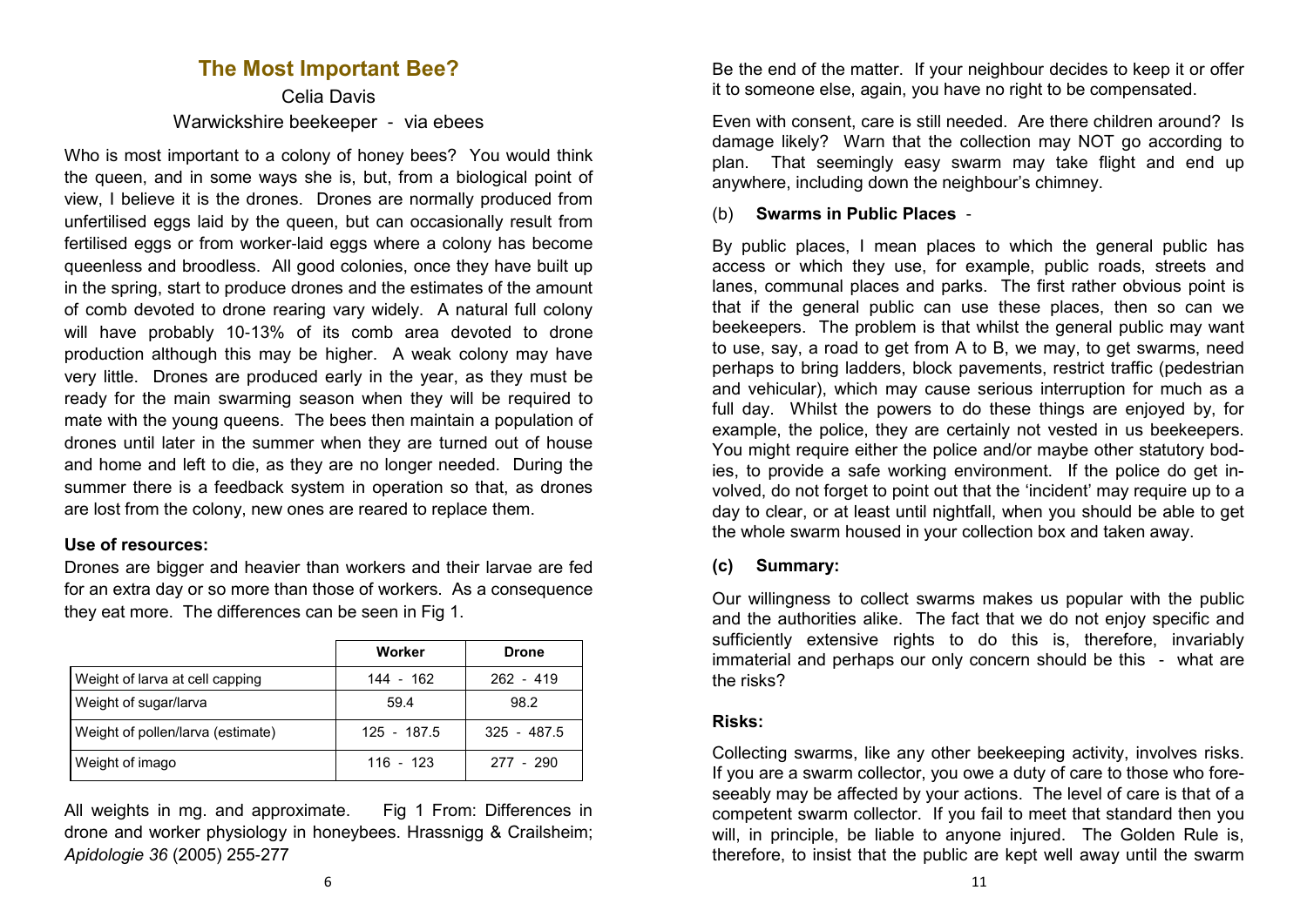# The Most Important Bee?

Celia Davis

Warwickshire beekeeper - via ebees

Who is most important to a colony of honey bees? You would think the queen, and in some ways she is, but, from a biological point of view, I believe it is the drones. Drones are normally produced from unfertilised eggs laid by the queen, but can occasionally result from fertilised eggs or from worker-laid eggs where a colony has become queenless and broodless. All good colonies, once they have built up in the spring, start to produce drones and the estimates of the amount of comb devoted to drone rearing vary widely. A natural full colony will have probably 10-13% of its comb area devoted to drone production although this may be higher. A weak colony may have very little. Drones are produced early in the year, as they must be ready for the main swarming season when they will be required to mate with the young queens. The bees then maintain a population of drones until later in the summer when they are turned out of house and home and left to die, as they are no longer needed. During the summer there is a feedback system in operation so that, as drones are lost from the colony, new ones are reared to replace them.

**Use of resources:**

Drones are bigger and heavier than workers and their larvae are fed for an extra day or so more than those of workers. As a consequence they eat more. The differences can be seen in Fig 1.

| | Worker | Drone |
|---|---|---|
| Weight of larva at cell capping | 144 - 162 | 262 - 419 |
| Weight of sugar/larva | 59.4 | 98.2 |
| Weight of pollen/larva (estimate) | 125 - 187.5 | 325 - 487.5 |
| Weight of imago | 116 - 123 | 277 - 290 |

All weights in mg. and approximate. Fig 1 From: Differences in drone and worker physiology in honeybees. Hrassnigg & Crailsheim; *Apidologie 36* (2005) 255-277

Be the end of the matter. If your neighbour decides to keep it or offer it to someone else, again, you have no right to be compensated.

Even with consent, care is still needed. Are there children around? Is damage likely? Warn that the collection may NOT go according to plan. That seemingly easy swarm may take flight and end up anywhere, including down the neighbour's chimney.

(b) **Swarms in Public Places** -

By public places, I mean places to which the general public has access or which they use, for example, public roads, streets and lanes, communal places and parks. The first rather obvious point is that if the general public can use these places, then so can we beekeepers. The problem is that whilst the general public may want to use, say, a road to get from A to B, we may, to get swarms, need perhaps to bring ladders, block pavements, restrict traffic (pedestrian and vehicular), which may cause serious interruption for much as a full day. Whilst the powers to do these things are enjoyed by, for example, the police, they are certainly not vested in us beekeepers. You might require either the police and/or maybe other statutory bodies, to provide a safe working environment. If the police do get involved, do not forget to point out that the 'incident' may require up to a day to clear, or at least until nightfall, when you should be able to get the whole swarm housed in your collection box and taken away.

**(c) Summary:**

Our willingness to collect swarms makes us popular with the public and the authorities alike. The fact that we do not enjoy specific and sufficiently extensive rights to do this is, therefore, invariably immaterial and perhaps our only concern should be this - what are the risks?

**Risks:**

Collecting swarms, like any other beekeeping activity, involves risks. If you are a swarm collector, you owe a duty of care to those who foreseeably may be affected by your actions. The level of care is that of a competent swarm collector. If you fail to meet that standard then you will, in principle, be liable to anyone injured. The Golden Rule is, therefore, to insist that the public are kept well away until the swarm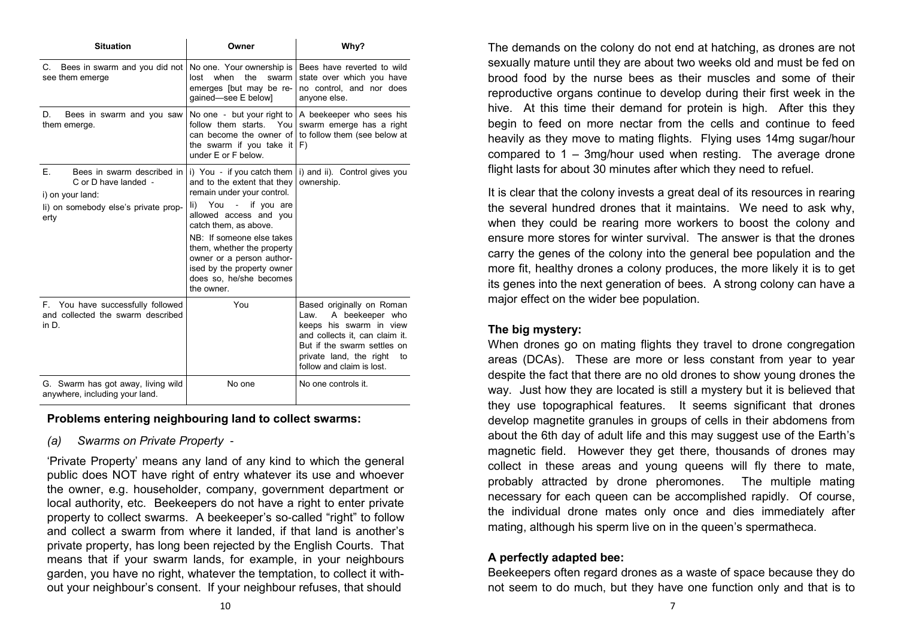| Situation | Owner | Why? |
|---|---|---|
| C. Bees in swarm and you did not see them emerge | No one. Your ownership is lost when the swarm emerges [but may be re-gained—see E below] | Bees have reverted to wild state over which you have no control, and nor does anyone else. |
| D. Bees in swarm and you saw them emerge. | No one - but your right to follow them starts. You can become the owner of the swarm if you take it under E or F below. | A beekeeper who sees his swarm emerge has a right to follow them (see below at F) |
| E. Bees in swarm described in C or D have landed - i) on your land: Ii) on somebody else's private property | i) You - if you catch them and to the extent that they remain under your control. Ii) You - if you are allowed access and you catch them, as above. NB: If someone else takes them, whether the property owner or a person authorised by the property owner does so, he/she becomes the owner. | i) and ii). Control gives you ownership. |
| F. You have successfully followed and collected the swarm described in D. | You | Based originally on Roman Law. A beekeeper who keeps his swarm in view and collects it, can claim it. But if the swarm settles on private land, the right to follow and claim is lost. |
| G. Swarm has got away, living wild anywhere, including your land. | No one | No one controls it. |

**Problems entering neighbouring land to collect swarms:**

*(a) Swarms on Private Property* -

'Private Property' means any land of any kind to which the general public does NOT have right of entry whatever its use and whoever the owner, e.g. householder, company, government department or local authority, etc. Beekeepers do not have a right to enter private property to collect swarms. A beekeeper's so-called "right" to follow and collect a swarm from where it landed, if that land is another's private property, has long been rejected by the English Courts. That means that if your swarm lands, for example, in your neighbours garden, you have no right, whatever the temptation, to collect it without your neighbour's consent. If your neighbour refuses, that should

The demands on the colony do not end at hatching, as drones are not sexually mature until they are about two weeks old and must be fed on brood food by the nurse bees as their muscles and some of their reproductive organs continue to develop during their first week in the hive. At this time their demand for protein is high. After this they begin to feed on more nectar from the cells and continue to feed heavily as they move to mating flights. Flying uses 14mg sugar/hour compared to 1 – 3mg/hour used when resting. The average drone flight lasts for about 30 minutes after which they need to refuel.

It is clear that the colony invests a great deal of its resources in rearing the several hundred drones that it maintains. We need to ask why, when they could be rearing more workers to boost the colony and ensure more stores for winter survival. The answer is that the drones carry the genes of the colony into the general bee population and the more fit, healthy drones a colony produces, the more likely it is to get its genes into the next generation of bees. A strong colony can have a major effect on the wider bee population.

**The big mystery:**

When drones go on mating flights they travel to drone congregation areas (DCAs). These are more or less constant from year to year despite the fact that there are no old drones to show young drones the way. Just how they are located is still a mystery but it is believed that they use topographical features. It seems significant that drones develop magnetite granules in groups of cells in their abdomens from about the 6th day of adult life and this may suggest use of the Earth's magnetic field. However they get there, thousands of drones may collect in these areas and young queens will fly there to mate, probably attracted by drone pheromones. The multiple mating necessary for each queen can be accomplished rapidly. Of course, the individual drone mates only once and dies immediately after mating, although his sperm live on in the queen's spermatheca.

**A perfectly adapted bee:**

Beekeepers often regard drones as a waste of space because they do not seem to do much, but they have one function only and that is to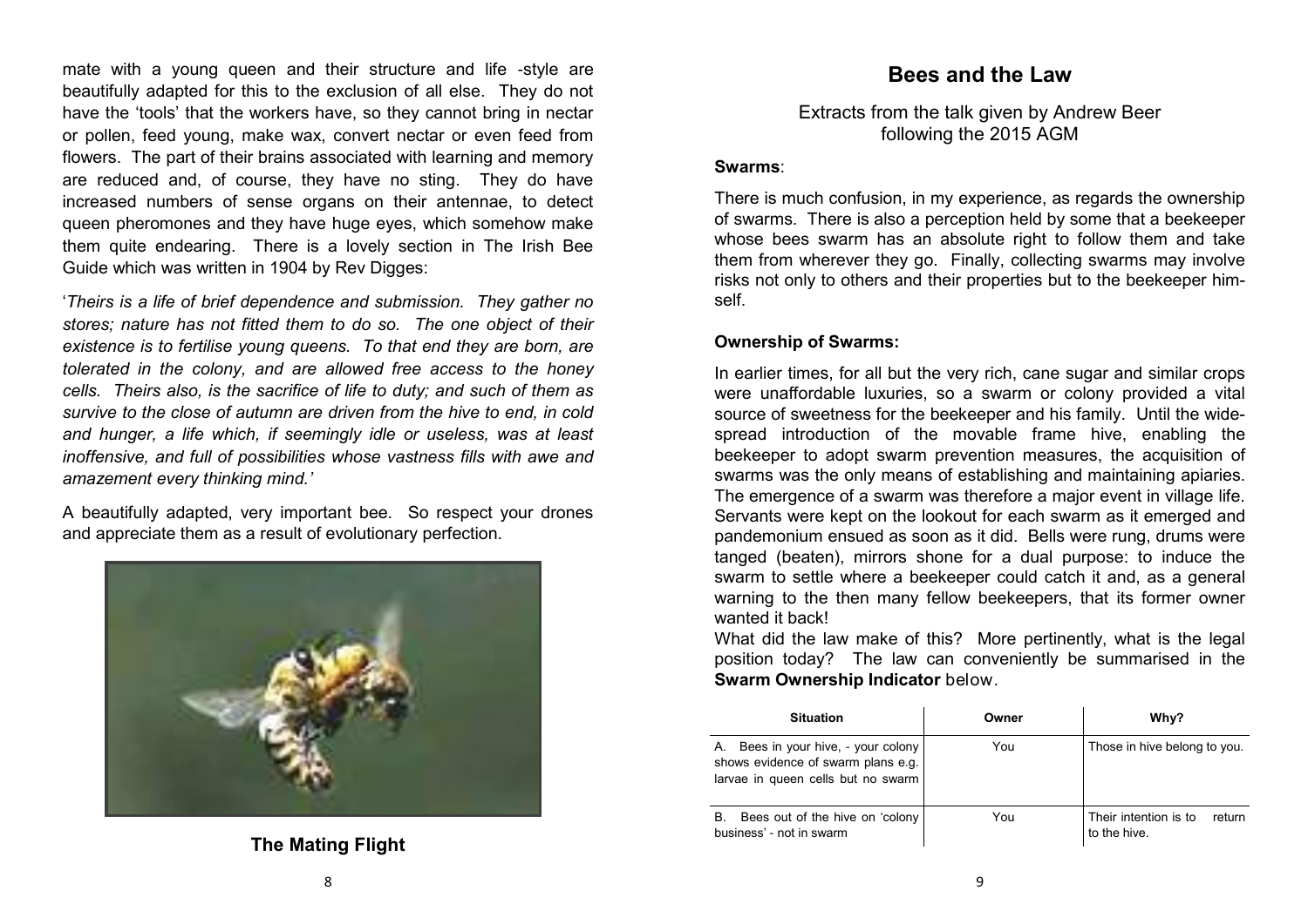mate with a young queen and their structure and life -style are beautifully adapted for this to the exclusion of all else. They do not have the 'tools' that the workers have, so they cannot bring in nectar or pollen, feed young, make wax, convert nectar or even feed from flowers. The part of their brains associated with learning and memory are reduced and, of course, they have no sting. They do have increased numbers of sense organs on their antennae, to detect queen pheromones and they have huge eyes, which somehow make them quite endearing. There is a lovely section in The Irish Bee Guide which was written in 1904 by Rev Digges:

'*Theirs is a life of brief dependence and submission. They gather no stores; nature has not fitted them to do so. The one object of their existence is to fertilise young queens. To that end they are born, are tolerated in the colony, and are allowed free access to the honey cells. Theirs also, is the sacrifice of life to duty; and such of them as survive to the close of autumn are driven from the hive to end, in cold and hunger, a life which, if seemingly idle or useless, was at least inoffensive, and full of possibilities whose vastness fills with awe and amazement every thinking mind.*'

A beautifully adapted, very important bee. So respect your drones and appreciate them as a result of evolutionary perfection.

**The Mating Flight**

## Bees and the Law

Extracts from the talk given by Andrew Beer following the 2015 AGM

**Swarms**:

There is much confusion, in my experience, as regards the ownership of swarms. There is also a perception held by some that a beekeeper whose bees swarm has an absolute right to follow them and take them from wherever they go. Finally, collecting swarms may involve risks not only to others and their properties but to the beekeeper him-self.

**Ownership of Swarms:**

In earlier times, for all but the very rich, cane sugar and similar crops were unaffordable luxuries, so a swarm or colony provided a vital source of sweetness for the beekeeper and his family. Until the widespread introduction of the movable frame hive, enabling the beekeeper to adopt swarm prevention measures, the acquisition of swarms was the only means of establishing and maintaining apiaries. The emergence of a swarm was therefore a major event in village life. Servants were kept on the lookout for each swarm as it emerged and pandemonium ensued as soon as it did. Bells were rung, drums were tanged (beaten), mirrors shone for a dual purpose: to induce the swarm to settle where a beekeeper could catch it and, as a general warning to the then many fellow beekeepers, that its former owner wanted it back!

What did the law make of this? More pertinently, what is the legal position today? The law can conveniently be summarised in the **Swarm Ownership Indicator** below.

| Situation | Owner | Why? |
|---|---|---|
| A. Bees in your hive, - your colony shows evidence of swarm plans e.g. larvae in queen cells but no swarm | You | Those in hive belong to you. |
| B. Bees out of the hive on 'colony business' - not in swarm | You | Their intention is to return to the hive. |